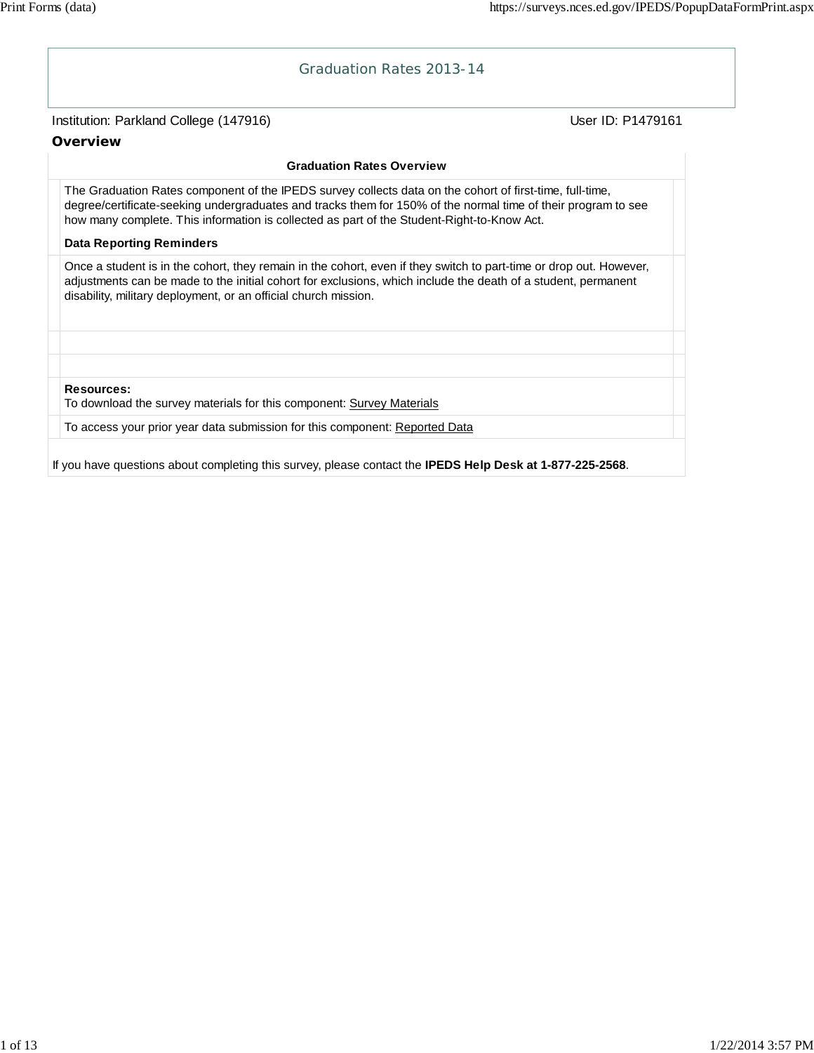# Graduation Rates 2013-14

Institution: Parkland College (147916) User ID: P1479161

## Overview

**Graduation Rates Overview**

The Graduation Rates component of the IPEDS survey collects data on the cohort of first-time, full-time, degree/certificate-seeking undergraduates and tracks them for 150% of the normal time of their program to see how many complete. This information is collected as part of the Student-Right-to-Know Act.

**Data Reporting Reminders**

Once a student is in the cohort, they remain in the cohort, even if they switch to part-time or drop out. However, adjustments can be made to the initial cohort for exclusions, which include the death of a student, permanent disability, military deployment, or an official church mission.

**Resources:**
To download the survey materials for this component: Survey Materials

To access your prior year data submission for this component: Reported Data

If you have questions about completing this survey, please contact the **IPEDS Help Desk at 1-877-225-2568**.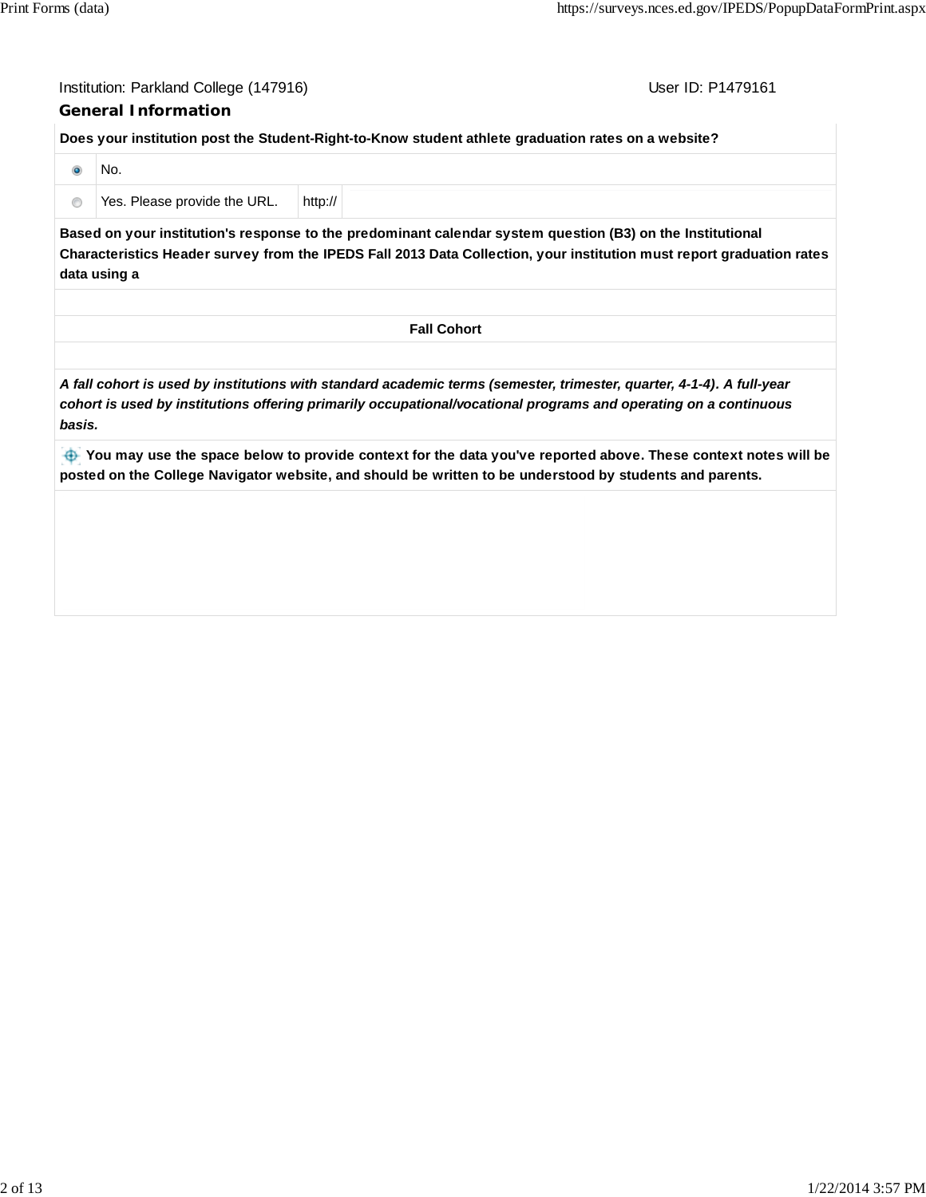Institution: Parkland College (147916) User ID: P1479161

## General Information

**Does your institution post the Student-Right-to-Know student athlete graduation rates on a website?**

| | | | |
|---|---|---|---|
| ◉ | No. | | |
| ○ | Yes. Please provide the URL. | http:// | |

**Based on your institution's response to the predominant calendar system question (B3) on the Institutional Characteristics Header survey from the IPEDS Fall 2013 Data Collection, your institution must report graduation rates data using a**

**Fall Cohort**

***A fall cohort is used by institutions with standard academic terms (semester, trimester, quarter, 4-1-4). A full-year cohort is used by institutions offering primarily occupational/vocational programs and operating on a continuous basis.***

**You may use the space below to provide context for the data you've reported above. These context notes will be posted on the College Navigator website, and should be written to be understood by students and parents.**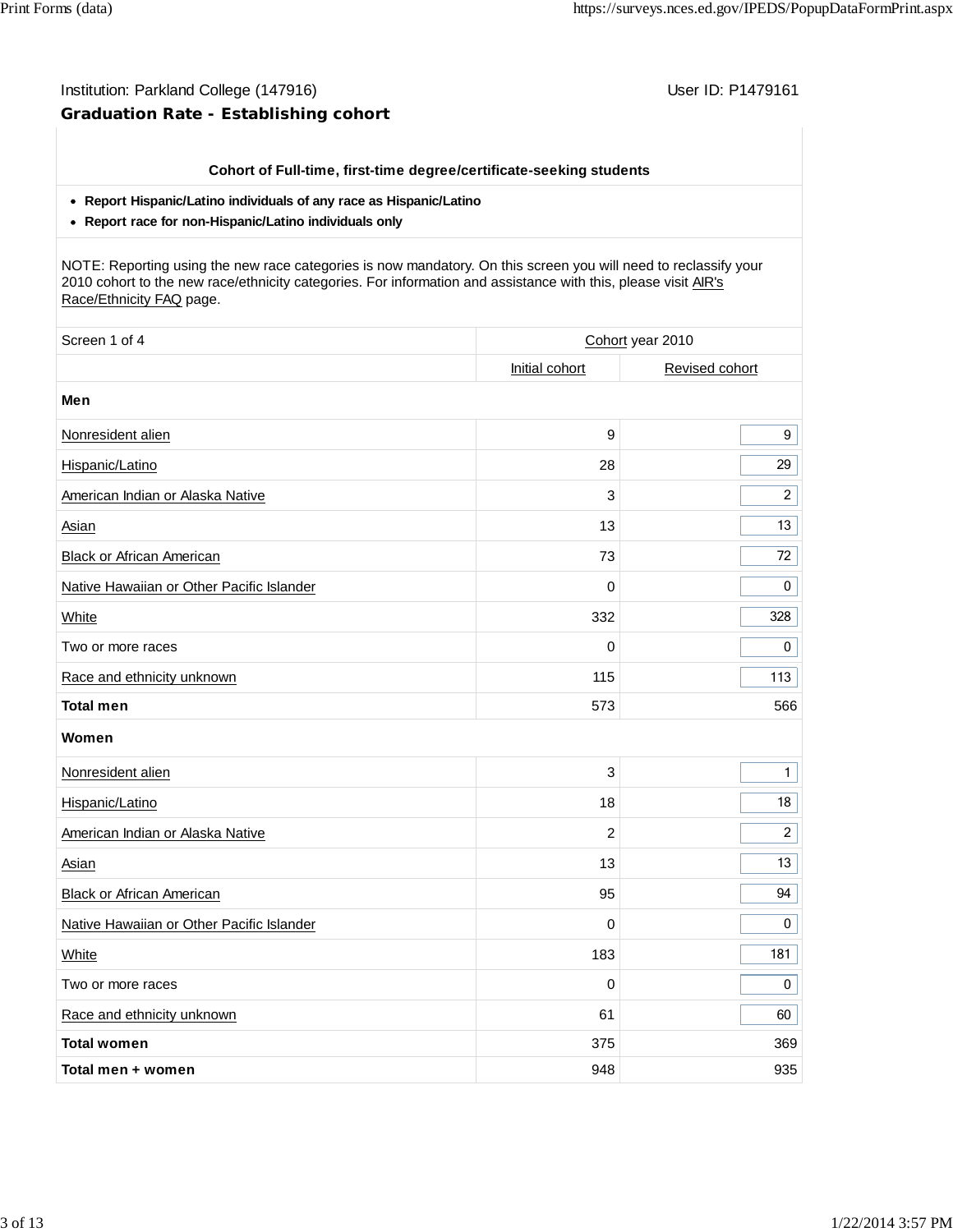Institution: Parkland College (147916) User ID: P1479161

## Graduation Rate - Establishing cohort

**Cohort of Full-time, first-time degree/certificate-seeking students**

- **Report Hispanic/Latino individuals of any race as Hispanic/Latino**
- **Report race for non-Hispanic/Latino individuals only**

NOTE: Reporting using the new race categories is now mandatory. On this screen you will need to reclassify your 2010 cohort to the new race/ethnicity categories. For information and assistance with this, please visit AIR's Race/Ethnicity FAQ page.

| Screen 1 of 4 | Cohort year 2010 | |
|---|---|---|
| | Initial cohort | Revised cohort |
| **Men** | | |
| Nonresident alien | 9 | 9 |
| Hispanic/Latino | 28 | 29 |
| American Indian or Alaska Native | 3 | 2 |
| Asian | 13 | 13 |
| Black or African American | 73 | 72 |
| Native Hawaiian or Other Pacific Islander | 0 | 0 |
| White | 332 | 328 |
| Two or more races | 0 | 0 |
| Race and ethnicity unknown | 115 | 113 |
| **Total men** | 573 | 566 |
| **Women** | | |
| Nonresident alien | 3 | 1 |
| Hispanic/Latino | 18 | 18 |
| American Indian or Alaska Native | 2 | 2 |
| Asian | 13 | 13 |
| Black or African American | 95 | 94 |
| Native Hawaiian or Other Pacific Islander | 0 | 0 |
| White | 183 | 181 |
| Two or more races | 0 | 0 |
| Race and ethnicity unknown | 61 | 60 |
| **Total women** | 375 | 369 |
| **Total men + women** | 948 | 935 |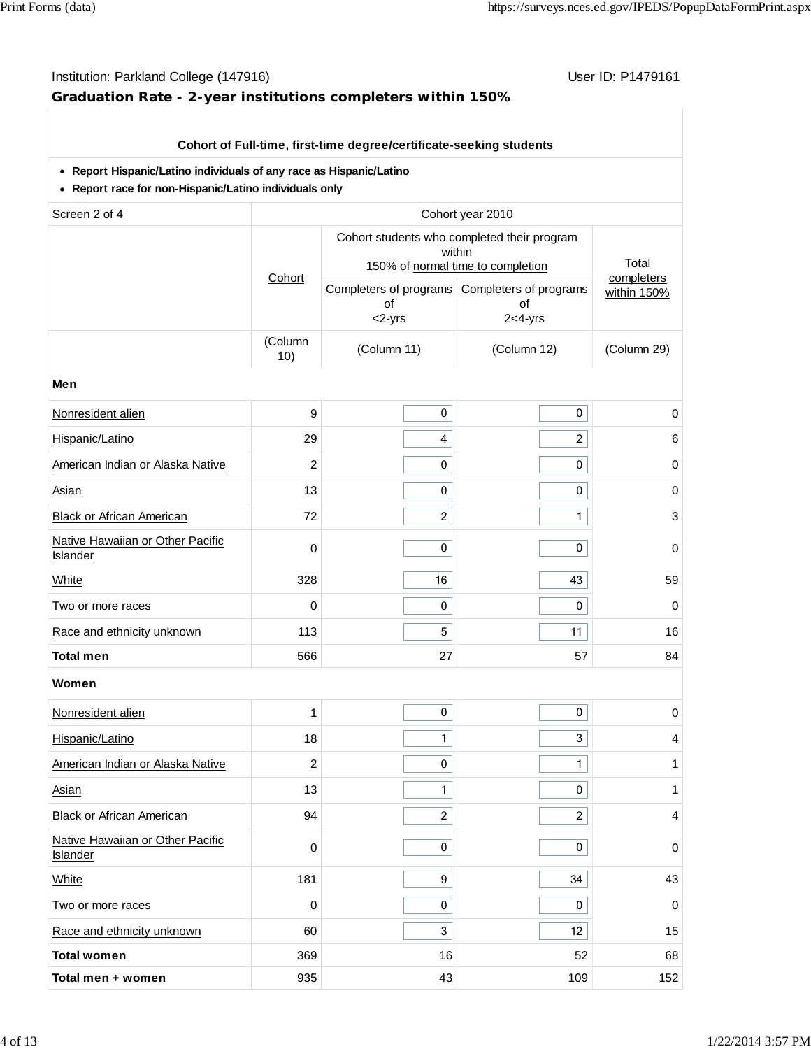Institution: Parkland College (147916) User ID: P1479161

## Graduation Rate - 2-year institutions completers within 150%

**Cohort of Full-time, first-time degree/certificate-seeking students**

- **Report Hispanic/Latino individuals of any race as Hispanic/Latino**
- **Report race for non-Hispanic/Latino individuals only**

| Screen 2 of 4 | Cohort year 2010 | | | |
|---|---|---|---|---|
| | Cohort | Cohort students who completed their program within 150% of normal time to completion | | Total completers within 150% |
| | | Completers of programs of <2-yrs | Completers of programs of 2<4-yrs | |
| | (Column 10) | (Column 11) | (Column 12) | (Column 29) |
| **Men** | | | | |
| Nonresident alien | 9 | 0 | 0 | 0 |
| Hispanic/Latino | 29 | 4 | 2 | 6 |
| American Indian or Alaska Native | 2 | 0 | 0 | 0 |
| Asian | 13 | 0 | 0 | 0 |
| Black or African American | 72 | 2 | 1 | 3 |
| Native Hawaiian or Other Pacific Islander | 0 | 0 | 0 | 0 |
| White | 328 | 16 | 43 | 59 |
| Two or more races | 0 | 0 | 0 | 0 |
| Race and ethnicity unknown | 113 | 5 | 11 | 16 |
| **Total men** | 566 | 27 | 57 | 84 |
| **Women** | | | | |
| Nonresident alien | 1 | 0 | 0 | 0 |
| Hispanic/Latino | 18 | 1 | 3 | 4 |
| American Indian or Alaska Native | 2 | 0 | 1 | 1 |
| Asian | 13 | 1 | 0 | 1 |
| Black or African American | 94 | 2 | 2 | 4 |
| Native Hawaiian or Other Pacific Islander | 0 | 0 | 0 | 0 |
| White | 181 | 9 | 34 | 43 |
| Two or more races | 0 | 0 | 0 | 0 |
| Race and ethnicity unknown | 60 | 3 | 12 | 15 |
| **Total women** | 369 | 16 | 52 | 68 |
| **Total men + women** | 935 | 43 | 109 | 152 |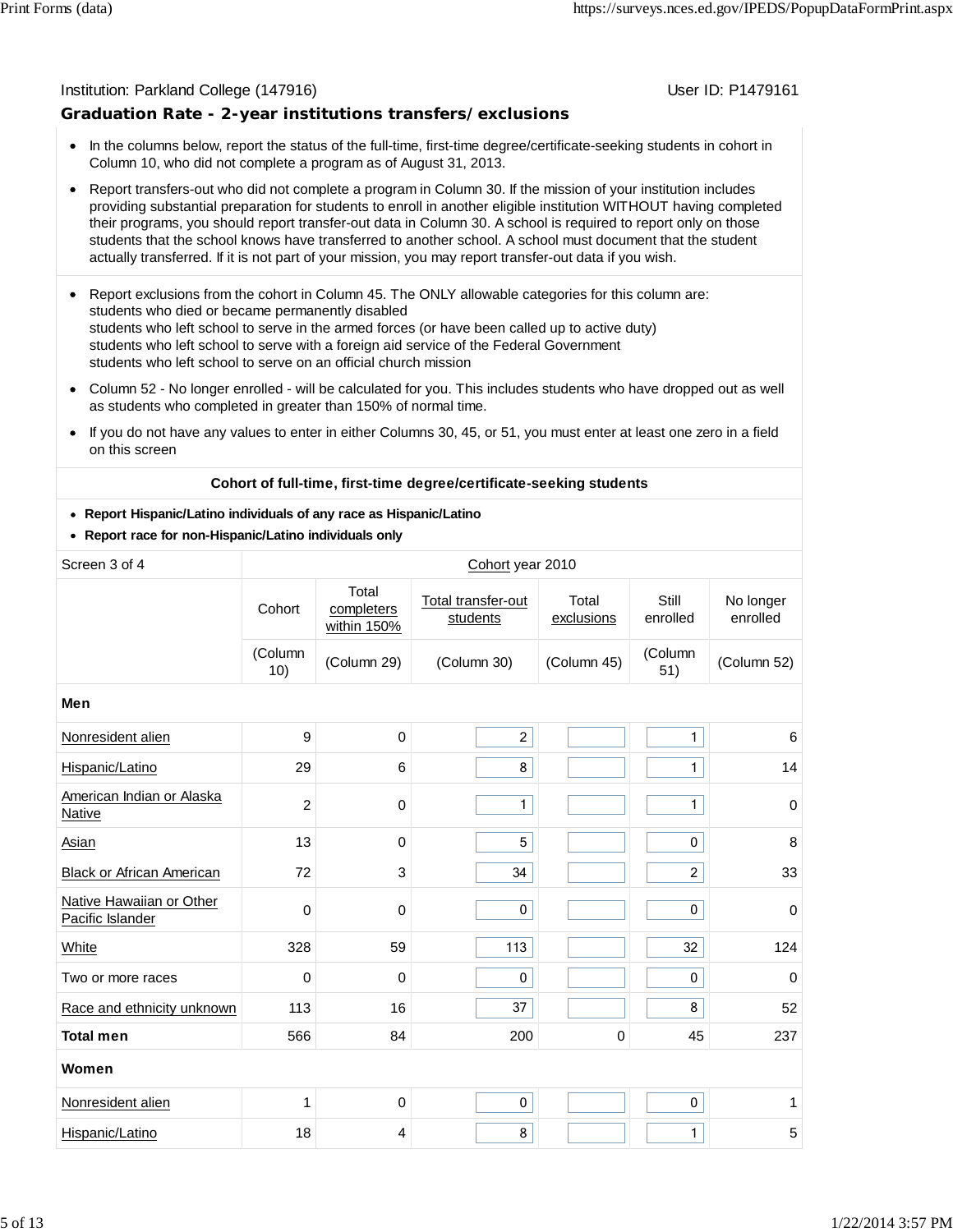Institution: Parkland College (147916) User ID: P1479161

## Graduation Rate - 2-year institutions transfers/exclusions

- In the columns below, report the status of the full-time, first-time degree/certificate-seeking students in cohort in Column 10, who did not complete a program as of August 31, 2013.
- Report transfers-out who did not complete a program in Column 30. If the mission of your institution includes providing substantial preparation for students to enroll in another eligible institution WITHOUT having completed their programs, you should report transfer-out data in Column 30. A school is required to report only on those students that the school knows have transferred to another school. A school must document that the student actually transferred. If it is not part of your mission, you may report transfer-out data if you wish.

- Report exclusions from the cohort in Column 45. The ONLY allowable categories for this column are:
  students who died or became permanently disabled
  students who left school to serve in the armed forces (or have been called up to active duty)
  students who left school to serve with a foreign aid service of the Federal Government
  students who left school to serve on an official church mission
- Column 52 - No longer enrolled - will be calculated for you. This includes students who have dropped out as well as students who completed in greater than 150% of normal time.
- If you do not have any values to enter in either Columns 30, 45, or 51, you must enter at least one zero in a field on this screen

**Cohort of full-time, first-time degree/certificate-seeking students**

- **Report Hispanic/Latino individuals of any race as Hispanic/Latino**
- **Report race for non-Hispanic/Latino individuals only**

| Screen 3 of 4 | Cohort year 2010 | | | | | |
|---|---|---|---|---|---|---|
| | Cohort | Total completers within 150% | Total transfer-out students | Total exclusions | Still enrolled | No longer enrolled |
| | (Column 10) | (Column 29) | (Column 30) | (Column 45) | (Column 51) | (Column 52) |
| **Men** | | | | | | |
| Nonresident alien | 9 | 0 | 2 | | 1 | 6 |
| Hispanic/Latino | 29 | 6 | 8 | | 1 | 14 |
| American Indian or Alaska Native | 2 | 0 | 1 | | 1 | 0 |
| Asian | 13 | 0 | 5 | | 0 | 8 |
| Black or African American | 72 | 3 | 34 | | 2 | 33 |
| Native Hawaiian or Other Pacific Islander | 0 | 0 | 0 | | 0 | 0 |
| White | 328 | 59 | 113 | | 32 | 124 |
| Two or more races | 0 | 0 | 0 | | 0 | 0 |
| Race and ethnicity unknown | 113 | 16 | 37 | | 8 | 52 |
| **Total men** | 566 | 84 | 200 | 0 | 45 | 237 |
| **Women** | | | | | | |
| Nonresident alien | 1 | 0 | 0 | | 0 | 1 |
| Hispanic/Latino | 18 | 4 | 8 | | 1 | 5 |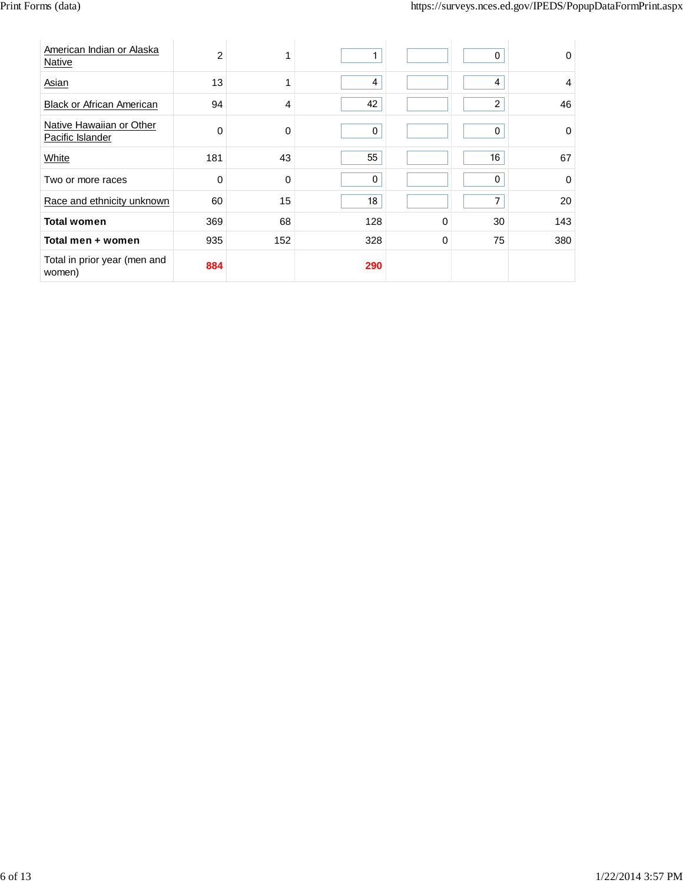| | | | | | | |
|---|---|---|---|---|---|---|
| American Indian or Alaska Native | 2 | 1 | 1 | | 0 | 0 |
| Asian | 13 | 1 | 4 | | 4 | 4 |
| Black or African American | 94 | 4 | 42 | | 2 | 46 |
| Native Hawaiian or Other Pacific Islander | 0 | 0 | 0 | | 0 | 0 |
| White | 181 | 43 | 55 | | 16 | 67 |
| Two or more races | 0 | 0 | 0 | | 0 | 0 |
| Race and ethnicity unknown | 60 | 15 | 18 | | 7 | 20 |
| **Total women** | 369 | 68 | 128 | 0 | 30 | 143 |
| **Total men + women** | 935 | 152 | 328 | 0 | 75 | 380 |
| Total in prior year (men and women) | **884** | | **290** | | | |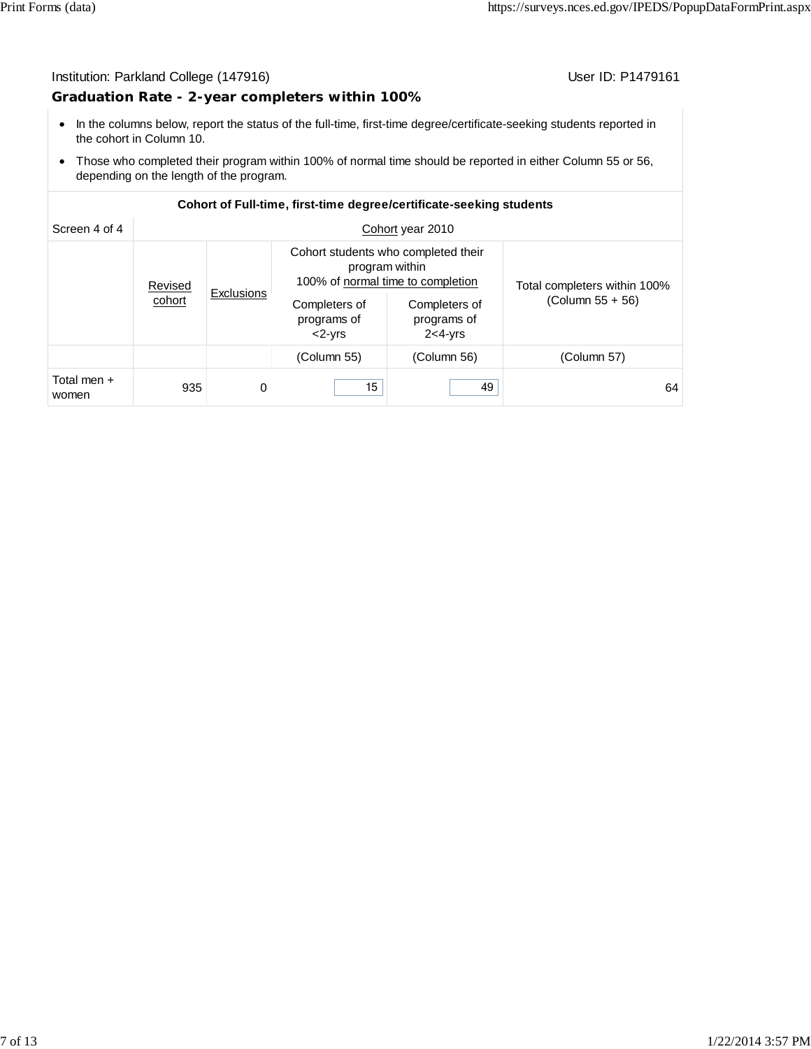Institution: Parkland College (147916) User ID: P1479161

## Graduation Rate - 2-year completers within 100%

- In the columns below, report the status of the full-time, first-time degree/certificate-seeking students reported in the cohort in Column 10.
- Those who completed their program within 100% of normal time should be reported in either Column 55 or 56, depending on the length of the program.

| Cohort of Full-time, first-time degree/certificate-seeking students | | | | | |
|---|---|---|---|---|---|
| Screen 4 of 4 | Cohort year 2010 | | | | |
| | Revised cohort | Exclusions | Cohort students who completed their program within 100% of normal time to completion | | Total completers within 100% (Column 55 + 56) |
| | | | Completers of programs of <2-yrs | Completers of programs of 2<4-yrs | |
| | | | (Column 55) | (Column 56) | (Column 57) |
| Total men + women | 935 | 0 | 15 | 49 | 64 |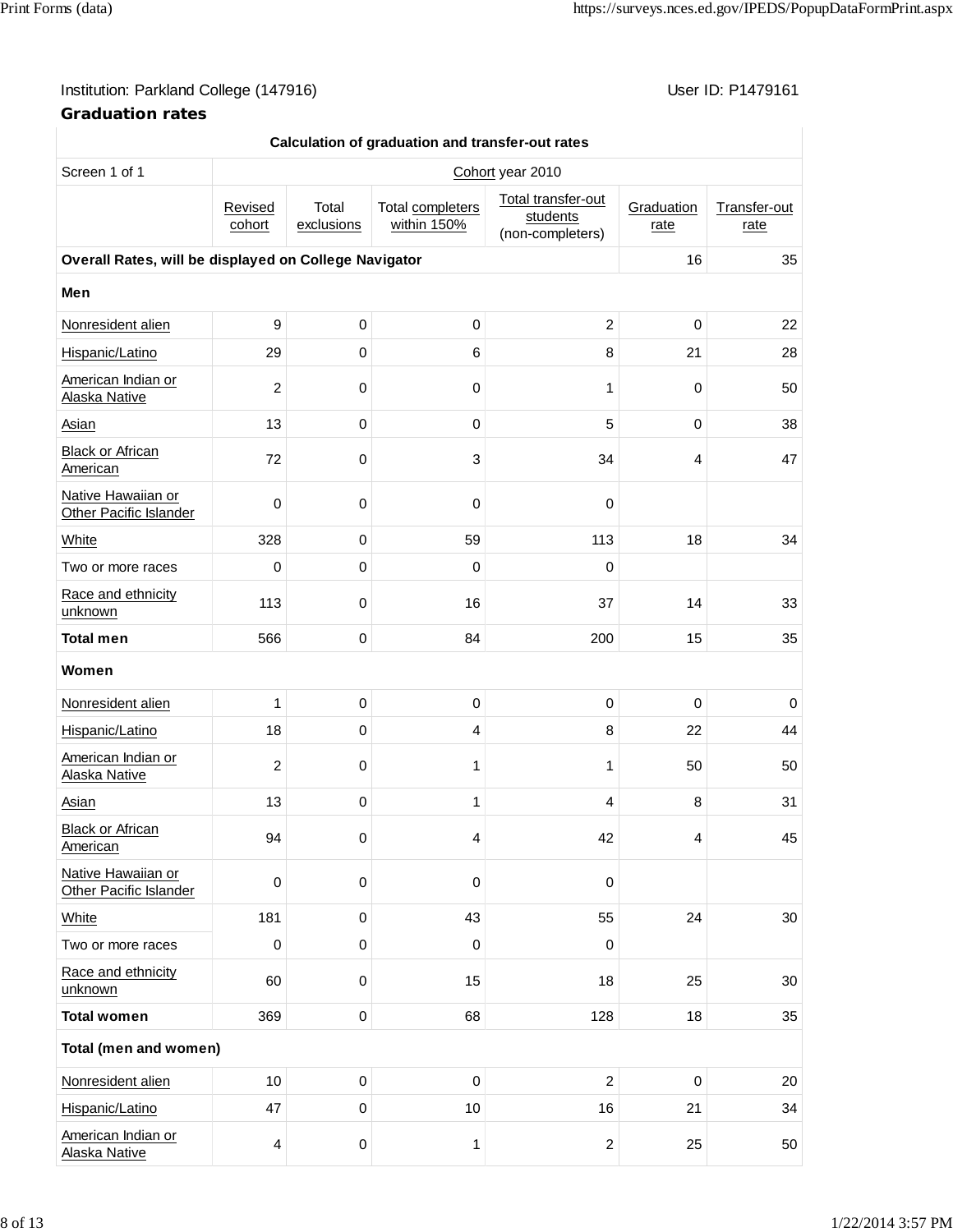Institution: Parkland College (147916) User ID: P1479161

## Graduation rates

| Calculation of graduation and transfer-out rates | | | | | | |
|---|---|---|---|---|---|---|
| Screen 1 of 1 | Cohort year 2010 | | | | | |
| | Revised cohort | Total exclusions | Total completers within 150% | Total transfer-out students (non-completers) | Graduation rate | Transfer-out rate |
| **Overall Rates, will be displayed on College Navigator** | | | | | 16 | 35 |
| **Men** | | | | | | |
| Nonresident alien | 9 | 0 | 0 | 2 | 0 | 22 |
| Hispanic/Latino | 29 | 0 | 6 | 8 | 21 | 28 |
| American Indian or Alaska Native | 2 | 0 | 0 | 1 | 0 | 50 |
| Asian | 13 | 0 | 0 | 5 | 0 | 38 |
| Black or African American | 72 | 0 | 3 | 34 | 4 | 47 |
| Native Hawaiian or Other Pacific Islander | 0 | 0 | 0 | 0 | | |
| White | 328 | 0 | 59 | 113 | 18 | 34 |
| Two or more races | 0 | 0 | 0 | 0 | | |
| Race and ethnicity unknown | 113 | 0 | 16 | 37 | 14 | 33 |
| **Total men** | 566 | 0 | 84 | 200 | 15 | 35 |
| **Women** | | | | | | |
| Nonresident alien | 1 | 0 | 0 | 0 | 0 | 0 |
| Hispanic/Latino | 18 | 0 | 4 | 8 | 22 | 44 |
| American Indian or Alaska Native | 2 | 0 | 1 | 1 | 50 | 50 |
| Asian | 13 | 0 | 1 | 4 | 8 | 31 |
| Black or African American | 94 | 0 | 4 | 42 | 4 | 45 |
| Native Hawaiian or Other Pacific Islander | 0 | 0 | 0 | 0 | | |
| White | 181 | 0 | 43 | 55 | 24 | 30 |
| Two or more races | 0 | 0 | 0 | 0 | | |
| Race and ethnicity unknown | 60 | 0 | 15 | 18 | 25 | 30 |
| **Total women** | 369 | 0 | 68 | 128 | 18 | 35 |
| **Total (men and women)** | | | | | | |
| Nonresident alien | 10 | 0 | 0 | 2 | 0 | 20 |
| Hispanic/Latino | 47 | 0 | 10 | 16 | 21 | 34 |
| American Indian or Alaska Native | 4 | 0 | 1 | 2 | 25 | 50 |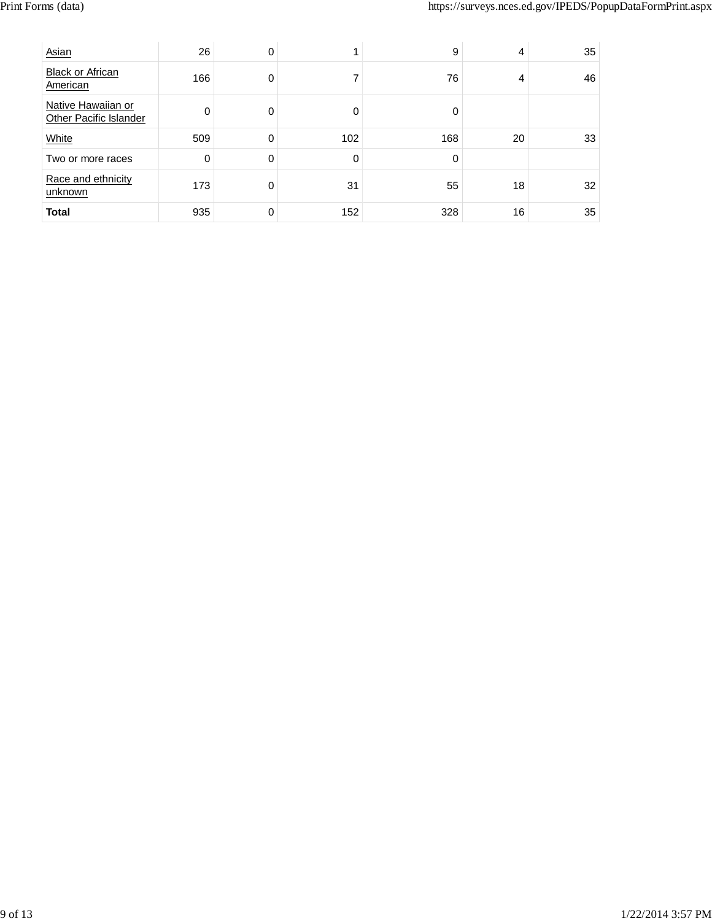| | | | | | | |
|---|---|---|---|---|---|---|
| Asian | 26 | 0 | 1 | 9 | 4 | 35 |
| Black or African American | 166 | 0 | 7 | 76 | 4 | 46 |
| Native Hawaiian or Other Pacific Islander | 0 | 0 | 0 | 0 | | |
| White | 509 | 0 | 102 | 168 | 20 | 33 |
| Two or more races | 0 | 0 | 0 | 0 | | |
| Race and ethnicity unknown | 173 | 0 | 31 | 55 | 18 | 32 |
| **Total** | 935 | 0 | 152 | 328 | 16 | 35 |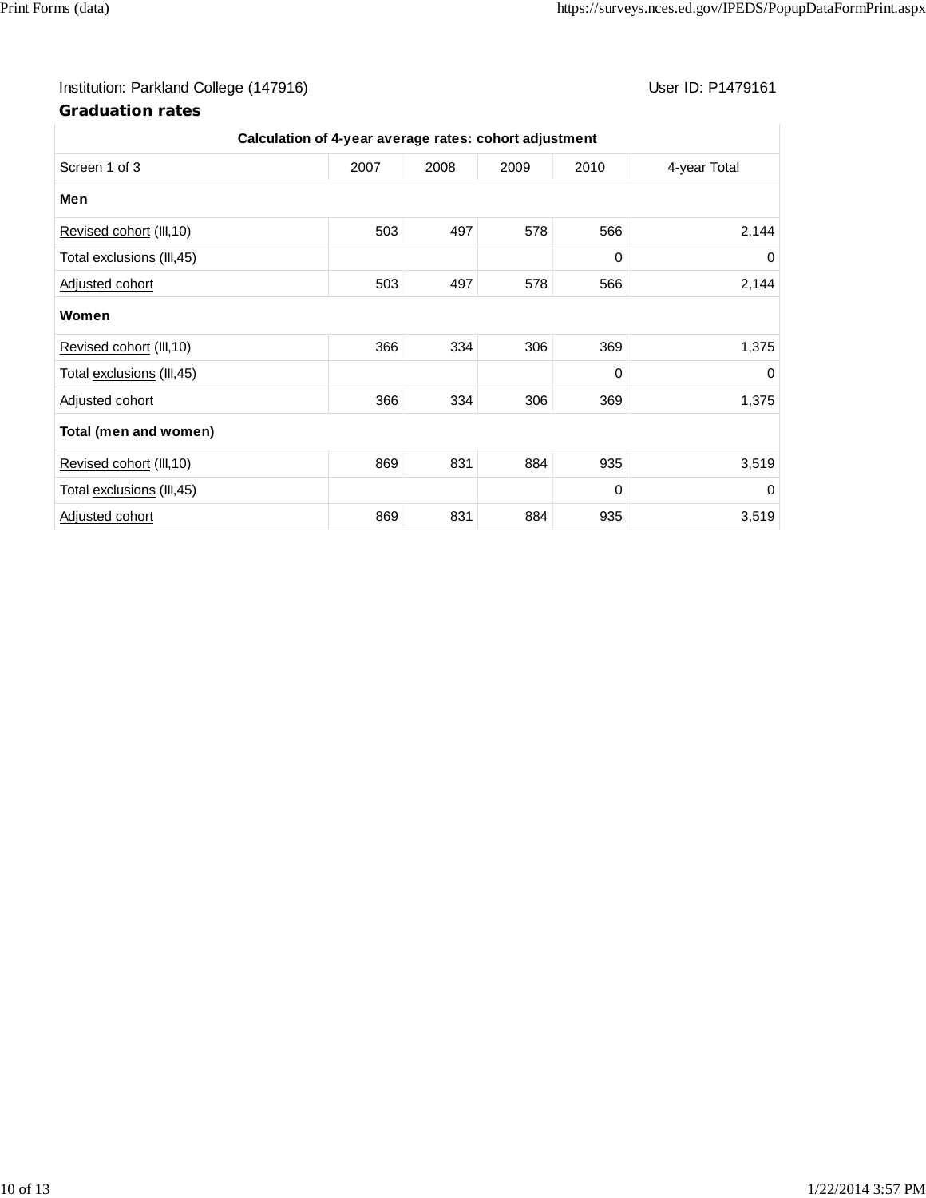Institution: Parkland College (147916)

User ID: P1479161

## Graduation rates

| Calculation of 4-year average rates: cohort adjustment | | | | | |
|---|---|---|---|---|---|
| Screen 1 of 3 | 2007 | 2008 | 2009 | 2010 | 4-year Total |
| **Men** | | | | | |
| Revised cohort (III,10) | 503 | 497 | 578 | 566 | 2,144 |
| Total exclusions (III,45) | | | | 0 | 0 |
| Adjusted cohort | 503 | 497 | 578 | 566 | 2,144 |
| **Women** | | | | | |
| Revised cohort (III,10) | 366 | 334 | 306 | 369 | 1,375 |
| Total exclusions (III,45) | | | | 0 | 0 |
| Adjusted cohort | 366 | 334 | 306 | 369 | 1,375 |
| **Total (men and women)** | | | | | |
| Revised cohort (III,10) | 869 | 831 | 884 | 935 | 3,519 |
| Total exclusions (III,45) | | | | 0 | 0 |
| Adjusted cohort | 869 | 831 | 884 | 935 | 3,519 |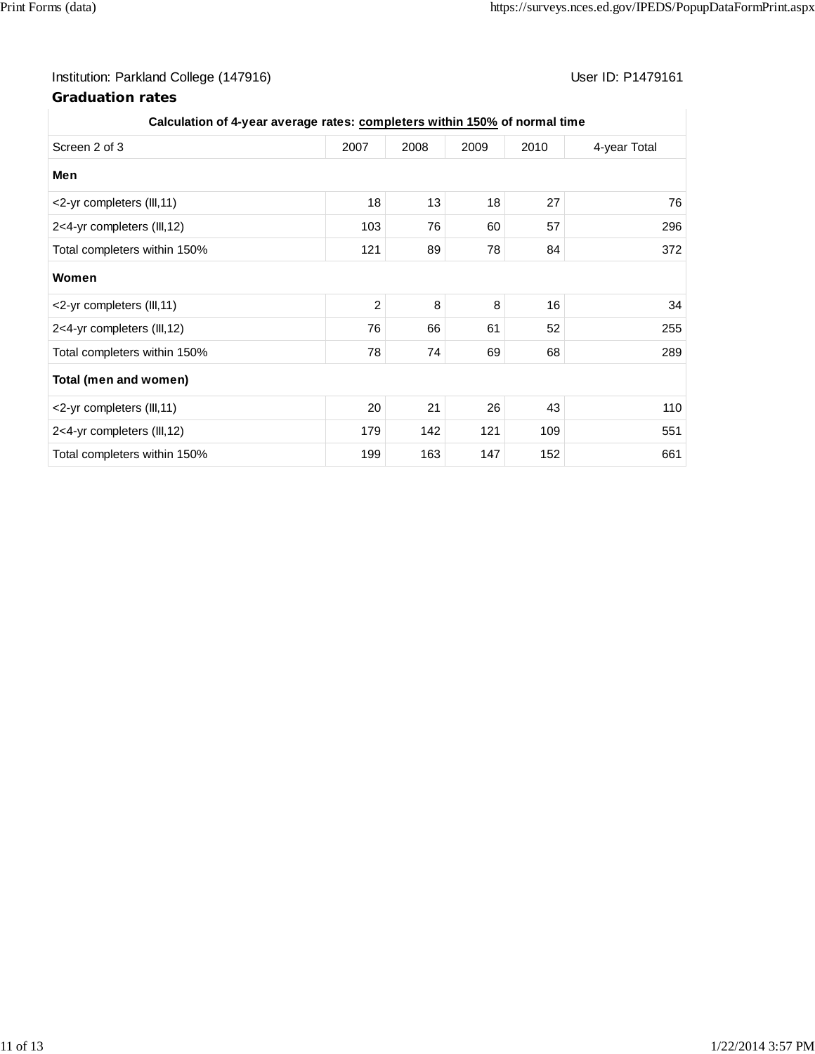Institution: Parkland College (147916) User ID: P1479161

## Graduation rates

| Calculation of 4-year average rates: completers within 150% of normal time | | | | | |
|---|---|---|---|---|---|
| Screen 2 of 3 | 2007 | 2008 | 2009 | 2010 | 4-year Total |
| **Men** | | | | | |
| <2-yr completers (III,11) | 18 | 13 | 18 | 27 | 76 |
| 2<4-yr completers (III,12) | 103 | 76 | 60 | 57 | 296 |
| Total completers within 150% | 121 | 89 | 78 | 84 | 372 |
| **Women** | | | | | |
| <2-yr completers (III,11) | 2 | 8 | 8 | 16 | 34 |
| 2<4-yr completers (III,12) | 76 | 66 | 61 | 52 | 255 |
| Total completers within 150% | 78 | 74 | 69 | 68 | 289 |
| **Total (men and women)** | | | | | |
| <2-yr completers (III,11) | 20 | 21 | 26 | 43 | 110 |
| 2<4-yr completers (III,12) | 179 | 142 | 121 | 109 | 551 |
| Total completers within 150% | 199 | 163 | 147 | 152 | 661 |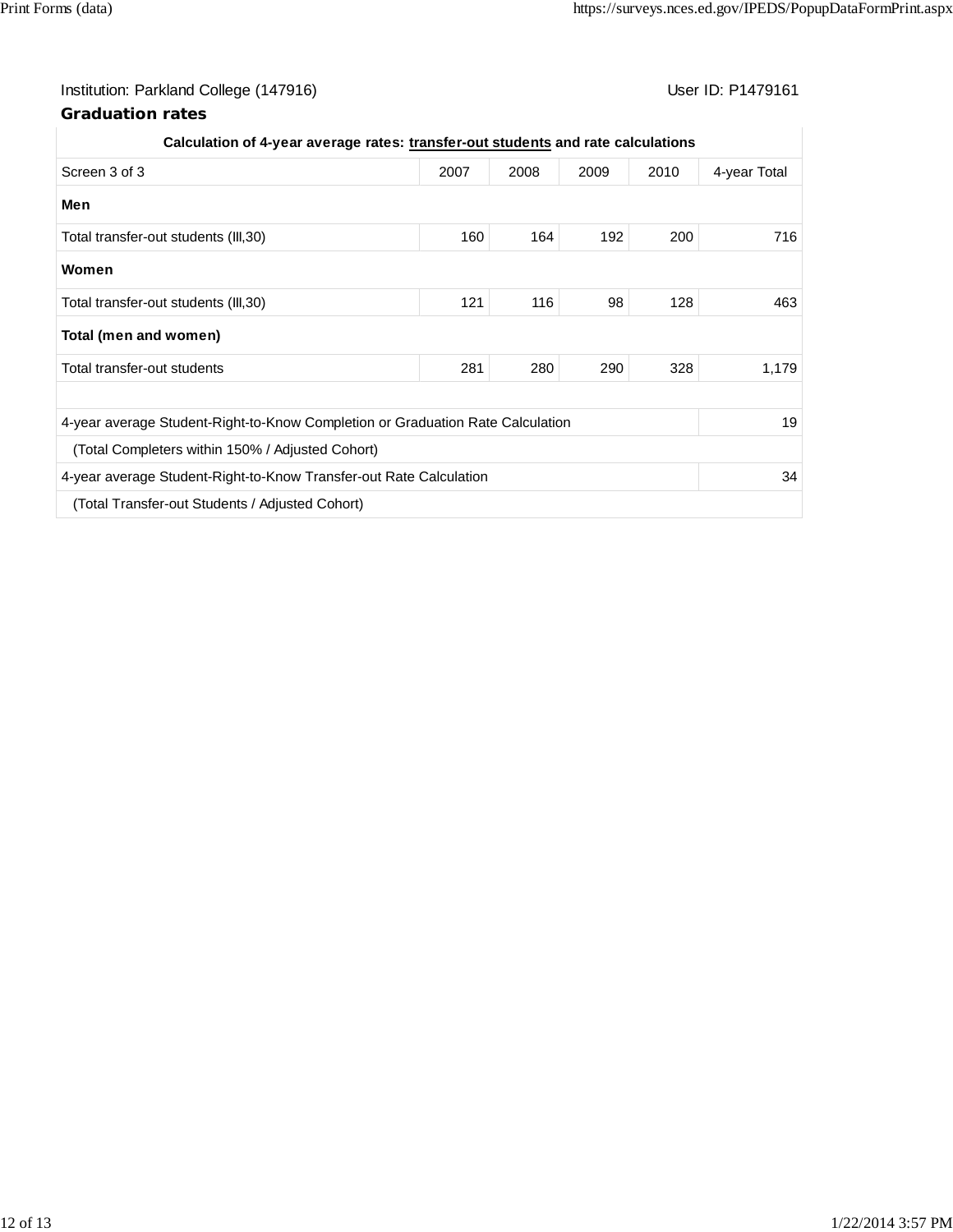Institution: Parkland College (147916)

User ID: P1479161

## Graduation rates

| Calculation of 4-year average rates: transfer-out students and rate calculations | | | | | |
|---|---|---|---|---|---|
| Screen 3 of 3 | 2007 | 2008 | 2009 | 2010 | 4-year Total |
| **Men** | | | | | |
| Total transfer-out students (III,30) | 160 | 164 | 192 | 200 | 716 |
| **Women** | | | | | |
| Total transfer-out students (III,30) | 121 | 116 | 98 | 128 | 463 |
| **Total (men and women)** | | | | | |
| Total transfer-out students | 281 | 280 | 290 | 328 | 1,179 |
| | | | | | |
| 4-year average Student-Right-to-Know Completion or Graduation Rate Calculation | | | | | 19 |
| (Total Completers within 150% / Adjusted Cohort) | | | | | |
| 4-year average Student-Right-to-Know Transfer-out Rate Calculation | | | | | 34 |
| (Total Transfer-out Students / Adjusted Cohort) | | | | | |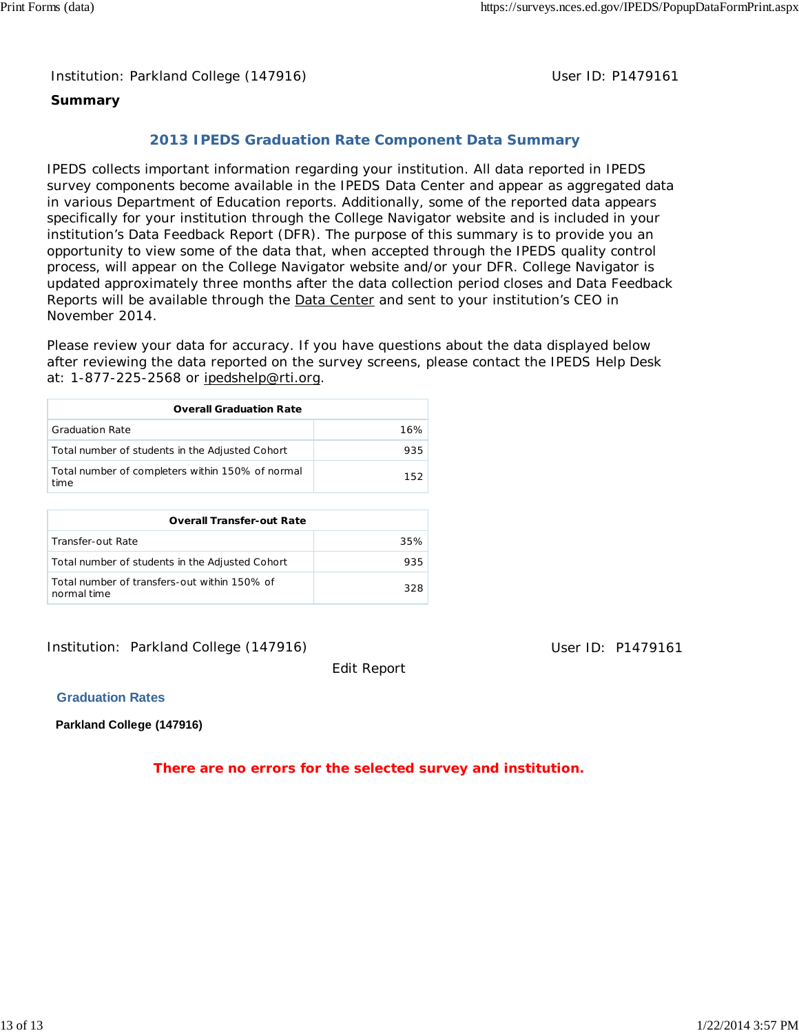Institution: Parkland College (147916) User ID: P1479161

**Summary**

## 2013 IPEDS Graduation Rate Component Data Summary

IPEDS collects important information regarding your institution. All data reported in IPEDS survey components become available in the IPEDS Data Center and appear as aggregated data in various Department of Education reports. Additionally, some of the reported data appears specifically for your institution through the College Navigator website and is included in your institution's Data Feedback Report (DFR). The purpose of this summary is to provide you an opportunity to view some of the data that, when accepted through the IPEDS quality control process, will appear on the College Navigator website and/or your DFR. College Navigator is updated approximately three months after the data collection period closes and Data Feedback Reports will be available through the Data Center and sent to your institution's CEO in November 2014.

Please review your data for accuracy. If you have questions about the data displayed below after reviewing the data reported on the survey screens, please contact the IPEDS Help Desk at: 1-877-225-2568 or ipedshelp@rti.org.

| Overall Graduation Rate | |
|---|---|
| Graduation Rate | 16% |
| Total number of students in the Adjusted Cohort | 935 |
| Total number of completers within 150% of normal time | 152 |

| Overall Transfer-out Rate | |
|---|---|
| Transfer-out Rate | 35% |
| Total number of students in the Adjusted Cohort | 935 |
| Total number of transfers-out within 150% of normal time | 328 |

Institution: Parkland College (147916) User ID: P1479161

Edit Report

### Graduation Rates

**Parkland College (147916)**

**There are no errors for the selected survey and institution.**